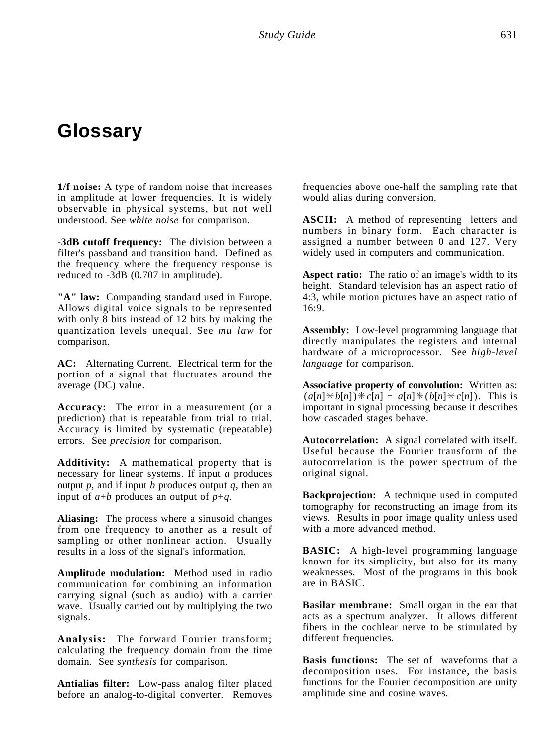# Glossary

**1/f noise:** A type of random noise that increases in amplitude at lower frequencies. It is widely observable in physical systems, but not well understood. See *white noise* for comparison.

**-3dB cutoff frequency:** The division between a filter's passband and transition band. Defined as the frequency where the frequency response is reduced to -3dB (0.707 in amplitude).

**"A" law:** Companding standard used in Europe. Allows digital voice signals to be represented with only 8 bits instead of 12 bits by making the quantization levels unequal. See *mu law* for comparison.

**AC:** Alternating Current. Electrical term for the portion of a signal that fluctuates around the average (DC) value.

**Accuracy:** The error in a measurement (or a prediction) that is repeatable from trial to trial. Accuracy is limited by systematic (repeatable) errors. See *precision* for comparison.

**Additivity:** A mathematical property that is necessary for linear systems. If input $a$ produces output $p$, and if input $b$ produces output $q$, then an input of $a+b$ produces an output of $p+q$.

**Aliasing:** The process where a sinusoid changes from one frequency to another as a result of sampling or other nonlinear action. Usually results in a loss of the signal's information.

**Amplitude modulation:** Method used in radio communication for combining an information carrying signal (such as audio) with a carrier wave. Usually carried out by multiplying the two signals.

**Analysis:** The forward Fourier transform; calculating the frequency domain from the time domain. See *synthesis* for comparison.

**Antialias filter:** Low-pass analog filter placed before an analog-to-digital converter. Removes frequencies above one-half the sampling rate that would alias during conversion.

**ASCII:** A method of representing letters and numbers in binary form. Each character is assigned a number between 0 and 127. Very widely used in computers and communication.

**Aspect ratio:** The ratio of an image's width to its height. Standard television has an aspect ratio of 4:3, while motion pictures have an aspect ratio of 16:9.

**Assembly:** Low-level programming language that directly manipulates the registers and internal hardware of a microprocessor. See *high-level language* for comparison.

**Associative property of convolution:** Written as: $(a[n] * b[n]) * c[n] = a[n] * (b[n] * c[n])$. This is important in signal processing because it describes how cascaded stages behave.

**Autocorrelation:** A signal correlated with itself. Useful because the Fourier transform of the autocorrelation is the power spectrum of the original signal.

**Backprojection:** A technique used in computed tomography for reconstructing an image from its views. Results in poor image quality unless used with a more advanced method.

**BASIC:** A high-level programming language known for its simplicity, but also for its many weaknesses. Most of the programs in this book are in BASIC.

**Basilar membrane:** Small organ in the ear that acts as a spectrum analyzer. It allows different fibers in the cochlear nerve to be stimulated by different frequencies.

**Basis functions:** The set of waveforms that a decomposition uses. For instance, the basis functions for the Fourier decomposition are unity amplitude sine and cosine waves.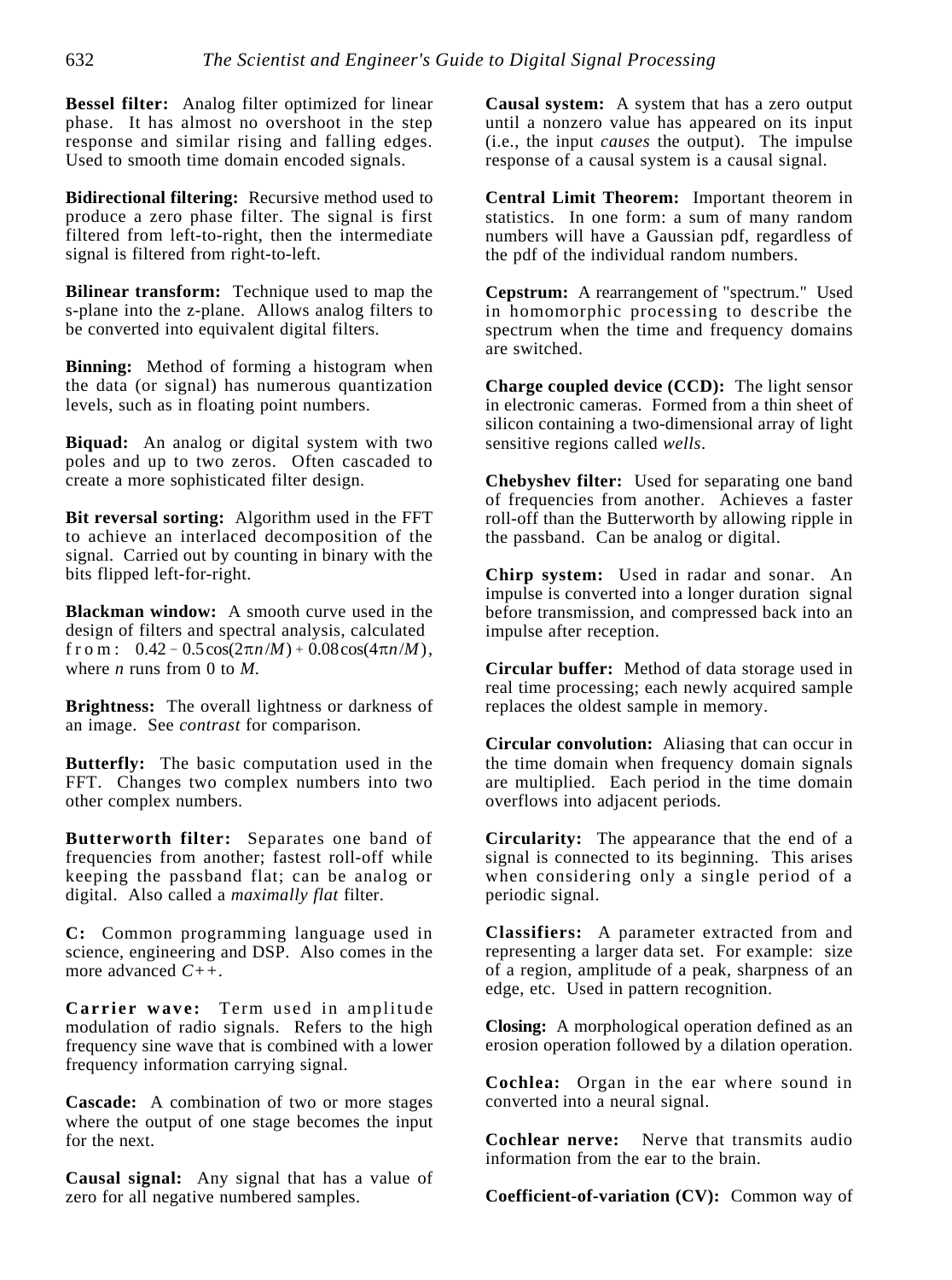**Bessel filter:** Analog filter optimized for linear phase. It has almost no overshoot in the step response and similar rising and falling edges. Used to smooth time domain encoded signals.

**Bidirectional filtering:** Recursive method used to produce a zero phase filter. The signal is first filtered from left-to-right, then the intermediate signal is filtered from right-to-left.

**Bilinear transform:** Technique used to map the s-plane into the z-plane. Allows analog filters to be converted into equivalent digital filters.

**Binning:** Method of forming a histogram when the data (or signal) has numerous quantization levels, such as in floating point numbers.

**Biquad:** An analog or digital system with two poles and up to two zeros. Often cascaded to create a more sophisticated filter design.

**Bit reversal sorting:** Algorithm used in the FFT to achieve an interlaced decomposition of the signal. Carried out by counting in binary with the bits flipped left-for-right.

**Blackman window:** A smooth curve used in the design of filters and spectral analysis, calculated from: $0.42 - 0.5\cos(2\pi n/M) + 0.08\cos(4\pi n/M)$, where $n$ runs from 0 to $M$.

**Brightness:** The overall lightness or darkness of an image. See *contrast* for comparison.

**Butterfly:** The basic computation used in the FFT. Changes two complex numbers into two other complex numbers.

**Butterworth filter:** Separates one band of frequencies from another; fastest roll-off while keeping the passband flat; can be analog or digital. Also called a *maximally flat* filter.

**C:** Common programming language used in science, engineering and DSP. Also comes in the more advanced *C++*.

**Carrier wave:** Term used in amplitude modulation of radio signals. Refers to the high frequency sine wave that is combined with a lower frequency information carrying signal.

**Cascade:** A combination of two or more stages where the output of one stage becomes the input for the next.

**Causal signal:** Any signal that has a value of zero for all negative numbered samples.

**Causal system:** A system that has a zero output until a nonzero value has appeared on its input (i.e., the input *causes* the output). The impulse response of a causal system is a causal signal.

**Central Limit Theorem:** Important theorem in statistics. In one form: a sum of many random numbers will have a Gaussian pdf, regardless of the pdf of the individual random numbers.

**Cepstrum:** A rearrangement of "spectrum." Used in homomorphic processing to describe the spectrum when the time and frequency domains are switched.

**Charge coupled device (CCD):** The light sensor in electronic cameras. Formed from a thin sheet of silicon containing a two-dimensional array of light sensitive regions called *wells*.

**Chebyshev filter:** Used for separating one band of frequencies from another. Achieves a faster roll-off than the Butterworth by allowing ripple in the passband. Can be analog or digital.

**Chirp system:** Used in radar and sonar. An impulse is converted into a longer duration signal before transmission, and compressed back into an impulse after reception.

**Circular buffer:** Method of data storage used in real time processing; each newly acquired sample replaces the oldest sample in memory.

**Circular convolution:** Aliasing that can occur in the time domain when frequency domain signals are multiplied. Each period in the time domain overflows into adjacent periods.

**Circularity:** The appearance that the end of a signal is connected to its beginning. This arises when considering only a single period of a periodic signal.

**Classifiers:** A parameter extracted from and representing a larger data set. For example: size of a region, amplitude of a peak, sharpness of an edge, etc. Used in pattern recognition.

**Closing:** A morphological operation defined as an erosion operation followed by a dilation operation.

**Cochlea:** Organ in the ear where sound in converted into a neural signal.

**Cochlear nerve:** Nerve that transmits audio information from the ear to the brain.

**Coefficient-of-variation (CV):** Common way of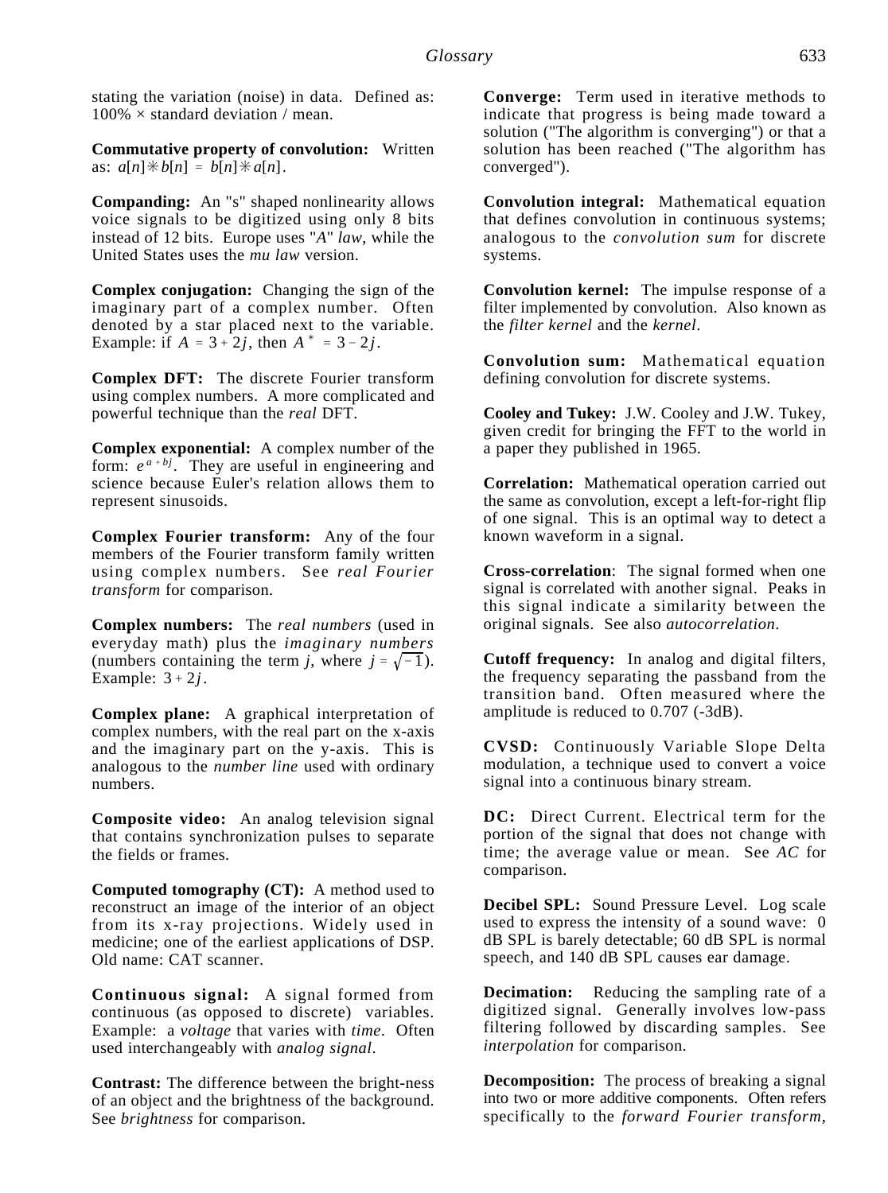stating the variation (noise) in data. Defined as: 100% × standard deviation / mean.

**Commutative property of convolution:** Written as: $a[n] * b[n] = b[n] * a[n]$.

**Companding:** An "s" shaped nonlinearity allows voice signals to be digitized using only 8 bits instead of 12 bits. Europe uses "*A*" *law*, while the United States uses the *mu law* version.

**Complex conjugation:** Changing the sign of the imaginary part of a complex number. Often denoted by a star placed next to the variable. Example: if $A = 3 + 2j$, then $A^* = 3 - 2j$.

**Complex DFT:** The discrete Fourier transform using complex numbers. A more complicated and powerful technique than the *real* DFT.

**Complex exponential:** A complex number of the form: $e^{a+bj}$. They are useful in engineering and science because Euler's relation allows them to represent sinusoids.

**Complex Fourier transform:** Any of the four members of the Fourier transform family written using complex numbers. See *real Fourier transform* for comparison.

**Complex numbers:** The *real numbers* (used in everyday math) plus the *imaginary numbers* (numbers containing the term *j*, where $j = \sqrt{-1}$). Example: $3 + 2j$.

**Complex plane:** A graphical interpretation of complex numbers, with the real part on the x-axis and the imaginary part on the y-axis. This is analogous to the *number line* used with ordinary numbers.

**Composite video:** An analog television signal that contains synchronization pulses to separate the fields or frames.

**Computed tomography (CT):** A method used to reconstruct an image of the interior of an object from its x-ray projections. Widely used in medicine; one of the earliest applications of DSP. Old name: CAT scanner.

**Continuous signal:** A signal formed from continuous (as opposed to discrete) variables. Example: a *voltage* that varies with *time*. Often used interchangeably with *analog signal*.

**Contrast:** The difference between the bright-ness of an object and the brightness of the background. See *brightness* for comparison.

**Converge:** Term used in iterative methods to indicate that progress is being made toward a solution ("The algorithm is converging") or that a solution has been reached ("The algorithm has converged").

**Convolution integral:** Mathematical equation that defines convolution in continuous systems; analogous to the *convolution sum* for discrete systems.

**Convolution kernel:** The impulse response of a filter implemented by convolution. Also known as the *filter kernel* and the *kernel*.

**Convolution sum:** Mathematical equation defining convolution for discrete systems.

**Cooley and Tukey:** J.W. Cooley and J.W. Tukey, given credit for bringing the FFT to the world in a paper they published in 1965.

**Correlation:** Mathematical operation carried out the same as convolution, except a left-for-right flip of one signal. This is an optimal way to detect a known waveform in a signal.

**Cross-correlation**: The signal formed when one signal is correlated with another signal. Peaks in this signal indicate a similarity between the original signals. See also *autocorrelation*.

**Cutoff frequency:** In analog and digital filters, the frequency separating the passband from the transition band. Often measured where the amplitude is reduced to 0.707 (-3dB).

**CVSD:** Continuously Variable Slope Delta modulation, a technique used to convert a voice signal into a continuous binary stream.

**DC:** Direct Current. Electrical term for the portion of the signal that does not change with time; the average value or mean. See *AC* for comparison.

**Decibel SPL:** Sound Pressure Level. Log scale used to express the intensity of a sound wave: 0 dB SPL is barely detectable; 60 dB SPL is normal speech, and 140 dB SPL causes ear damage.

**Decimation:** Reducing the sampling rate of a digitized signal. Generally involves low-pass filtering followed by discarding samples. See *interpolation* for comparison.

**Decomposition:** The process of breaking a signal into two or more additive components. Often refers specifically to the *forward Fourier transform*,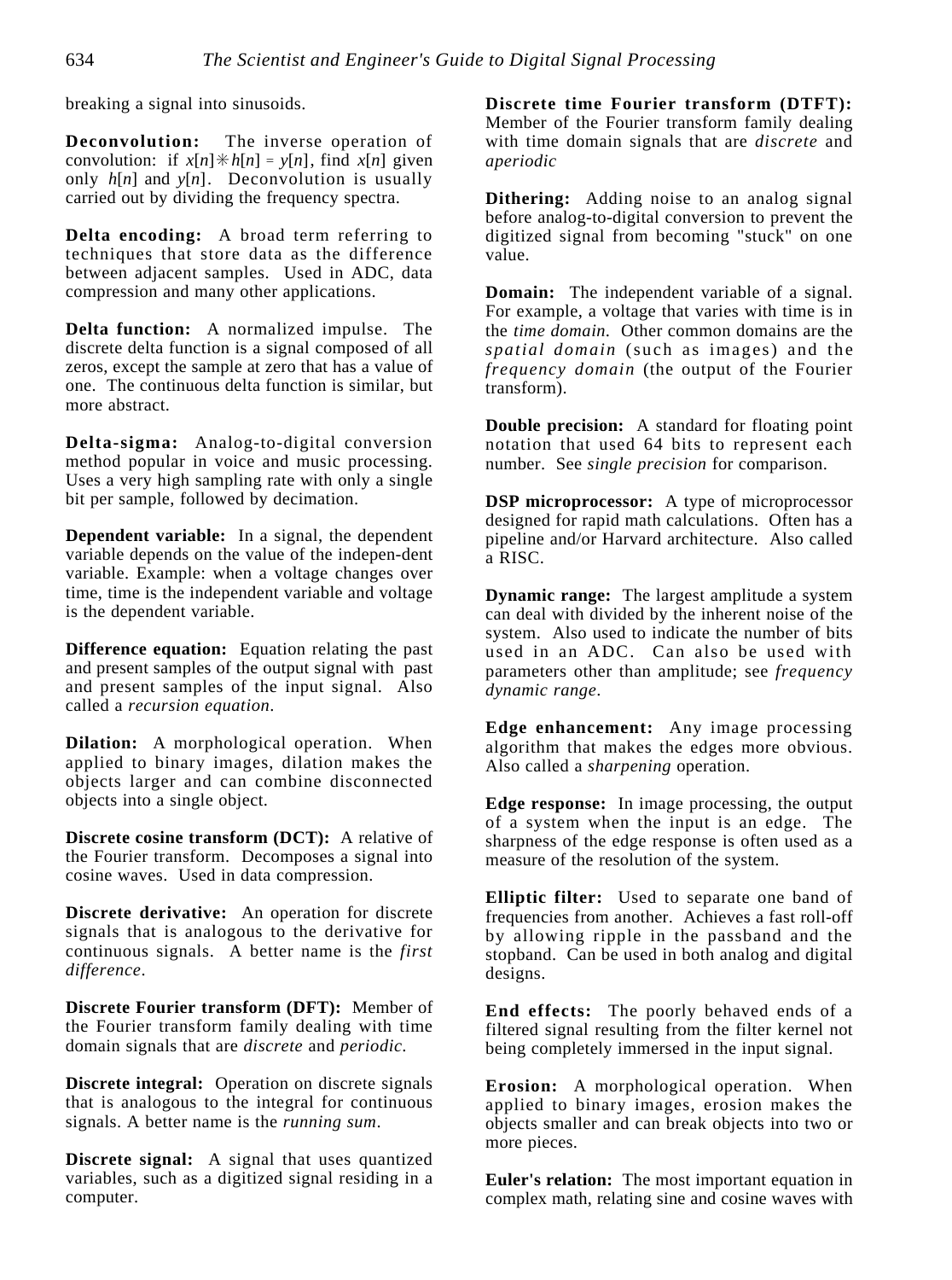breaking a signal into sinusoids.

**Deconvolution:** The inverse operation of convolution: if $x[n] * h[n] = y[n]$, find $x[n]$ given only $h[n]$ and $y[n]$. Deconvolution is usually carried out by dividing the frequency spectra.

**Delta encoding:** A broad term referring to techniques that store data as the difference between adjacent samples. Used in ADC, data compression and many other applications.

**Delta function:** A normalized impulse. The discrete delta function is a signal composed of all zeros, except the sample at zero that has a value of one. The continuous delta function is similar, but more abstract.

**Delta-sigma:** Analog-to-digital conversion method popular in voice and music processing. Uses a very high sampling rate with only a single bit per sample, followed by decimation.

**Dependent variable:** In a signal, the dependent variable depends on the value of the indepen-dent variable. Example: when a voltage changes over time, time is the independent variable and voltage is the dependent variable.

**Difference equation:** Equation relating the past and present samples of the output signal with past and present samples of the input signal. Also called a *recursion equation*.

**Dilation:** A morphological operation. When applied to binary images, dilation makes the objects larger and can combine disconnected objects into a single object.

**Discrete cosine transform (DCT):** A relative of the Fourier transform. Decomposes a signal into cosine waves. Used in data compression.

**Discrete derivative:** An operation for discrete signals that is analogous to the derivative for continuous signals. A better name is the *first difference*.

**Discrete Fourier transform (DFT):** Member of the Fourier transform family dealing with time domain signals that are *discrete* and *periodic*.

**Discrete integral:** Operation on discrete signals that is analogous to the integral for continuous signals. A better name is the *running sum*.

**Discrete signal:** A signal that uses quantized variables, such as a digitized signal residing in a computer.

**Discrete time Fourier transform (DTFT):** Member of the Fourier transform family dealing with time domain signals that are *discrete* and *aperiodic*

**Dithering:** Adding noise to an analog signal before analog-to-digital conversion to prevent the digitized signal from becoming "stuck" on one value.

**Domain:** The independent variable of a signal. For example, a voltage that varies with time is in the *time domain*. Other common domains are the *spatial domain* (such as images) and the *frequency domain* (the output of the Fourier transform).

**Double precision:** A standard for floating point notation that used 64 bits to represent each number. See *single precision* for comparison.

**DSP microprocessor:** A type of microprocessor designed for rapid math calculations. Often has a pipeline and/or Harvard architecture. Also called a RISC.

**Dynamic range:** The largest amplitude a system can deal with divided by the inherent noise of the system. Also used to indicate the number of bits used in an ADC. Can also be used with parameters other than amplitude; see *frequency dynamic range*.

**Edge enhancement:** Any image processing algorithm that makes the edges more obvious. Also called a *sharpening* operation.

**Edge response:** In image processing, the output of a system when the input is an edge. The sharpness of the edge response is often used as a measure of the resolution of the system.

**Elliptic filter:** Used to separate one band of frequencies from another. Achieves a fast roll-off by allowing ripple in the passband and the stopband. Can be used in both analog and digital designs.

**End effects:** The poorly behaved ends of a filtered signal resulting from the filter kernel not being completely immersed in the input signal.

**Erosion:** A morphological operation. When applied to binary images, erosion makes the objects smaller and can break objects into two or more pieces.

**Euler's relation:** The most important equation in complex math, relating sine and cosine waves with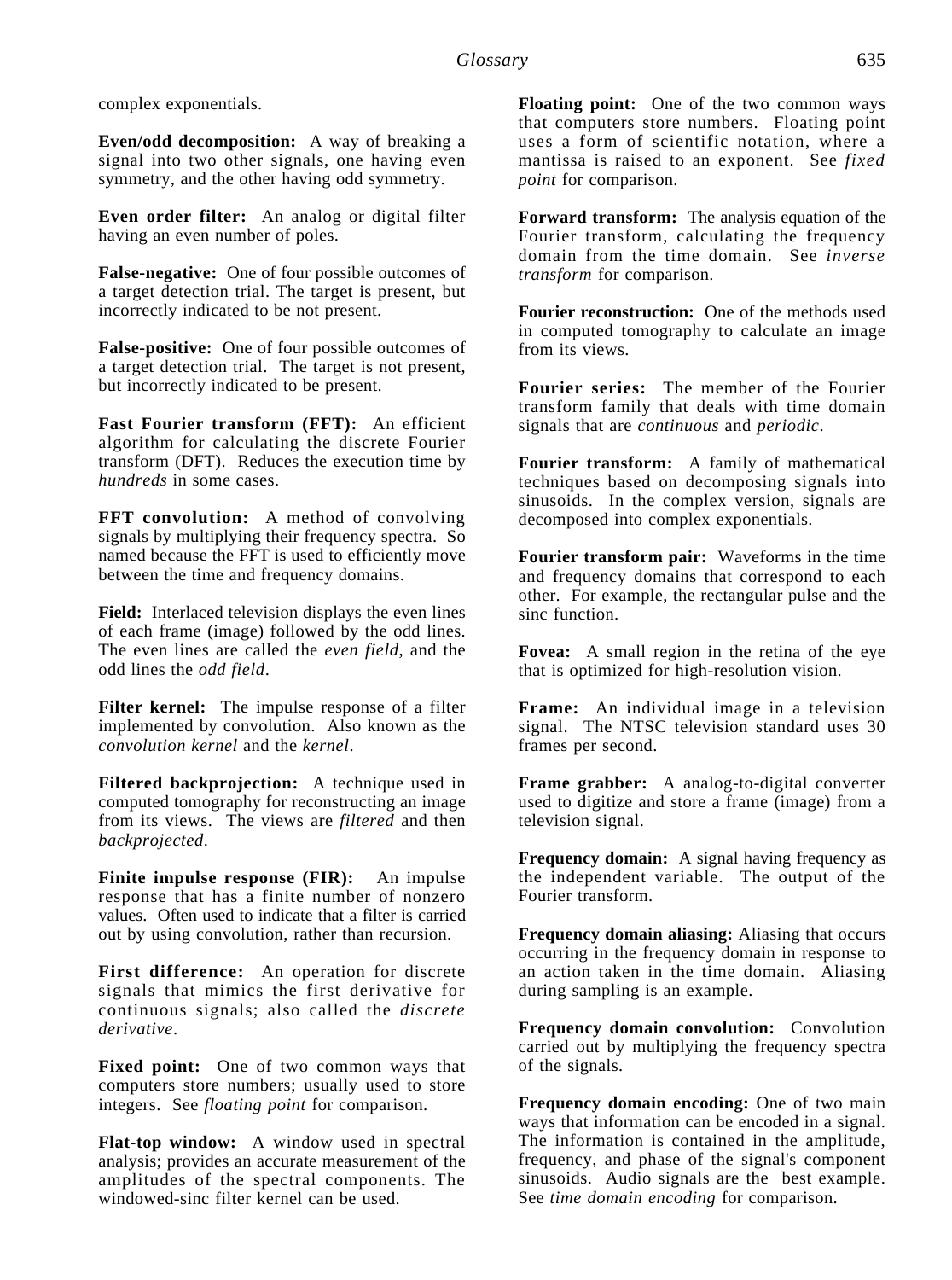complex exponentials.

**Even/odd decomposition:** A way of breaking a signal into two other signals, one having even symmetry, and the other having odd symmetry.

**Even order filter:** An analog or digital filter having an even number of poles.

**False-negative:** One of four possible outcomes of a target detection trial. The target is present, but incorrectly indicated to be not present.

**False-positive:** One of four possible outcomes of a target detection trial. The target is not present, but incorrectly indicated to be present.

**Fast Fourier transform (FFT):** An efficient algorithm for calculating the discrete Fourier transform (DFT). Reduces the execution time by *hundreds* in some cases.

**FFT convolution:** A method of convolving signals by multiplying their frequency spectra. So named because the FFT is used to efficiently move between the time and frequency domains.

**Field:** Interlaced television displays the even lines of each frame (image) followed by the odd lines. The even lines are called the *even field*, and the odd lines the *odd field*.

**Filter kernel:** The impulse response of a filter implemented by convolution. Also known as the *convolution kernel* and the *kernel*.

**Filtered backprojection:** A technique used in computed tomography for reconstructing an image from its views. The views are *filtered* and then *backprojected*.

**Finite impulse response (FIR):** An impulse response that has a finite number of nonzero values. Often used to indicate that a filter is carried out by using convolution, rather than recursion.

**First difference:** An operation for discrete signals that mimics the first derivative for continuous signals; also called the *discrete derivative*.

**Fixed point:** One of two common ways that computers store numbers; usually used to store integers. See *floating point* for comparison.

**Flat-top window:** A window used in spectral analysis; provides an accurate measurement of the amplitudes of the spectral components. The windowed-sinc filter kernel can be used.

**Floating point:** One of the two common ways that computers store numbers. Floating point uses a form of scientific notation, where a mantissa is raised to an exponent. See *fixed point* for comparison.

**Forward transform:** The analysis equation of the Fourier transform, calculating the frequency domain from the time domain. See *inverse transform* for comparison.

**Fourier reconstruction:** One of the methods used in computed tomography to calculate an image from its views.

**Fourier series:** The member of the Fourier transform family that deals with time domain signals that are *continuous* and *periodic*.

**Fourier transform:** A family of mathematical techniques based on decomposing signals into sinusoids. In the complex version, signals are decomposed into complex exponentials.

**Fourier transform pair:** Waveforms in the time and frequency domains that correspond to each other. For example, the rectangular pulse and the sinc function.

**Fovea:** A small region in the retina of the eye that is optimized for high-resolution vision.

**Frame:** An individual image in a television signal. The NTSC television standard uses 30 frames per second.

**Frame grabber:** A analog-to-digital converter used to digitize and store a frame (image) from a television signal.

**Frequency domain:** A signal having frequency as the independent variable. The output of the Fourier transform.

**Frequency domain aliasing:** Aliasing that occurs occurring in the frequency domain in response to an action taken in the time domain. Aliasing during sampling is an example.

**Frequency domain convolution:** Convolution carried out by multiplying the frequency spectra of the signals.

**Frequency domain encoding:** One of two main ways that information can be encoded in a signal. The information is contained in the amplitude, frequency, and phase of the signal's component sinusoids. Audio signals are the best example. See *time domain encoding* for comparison.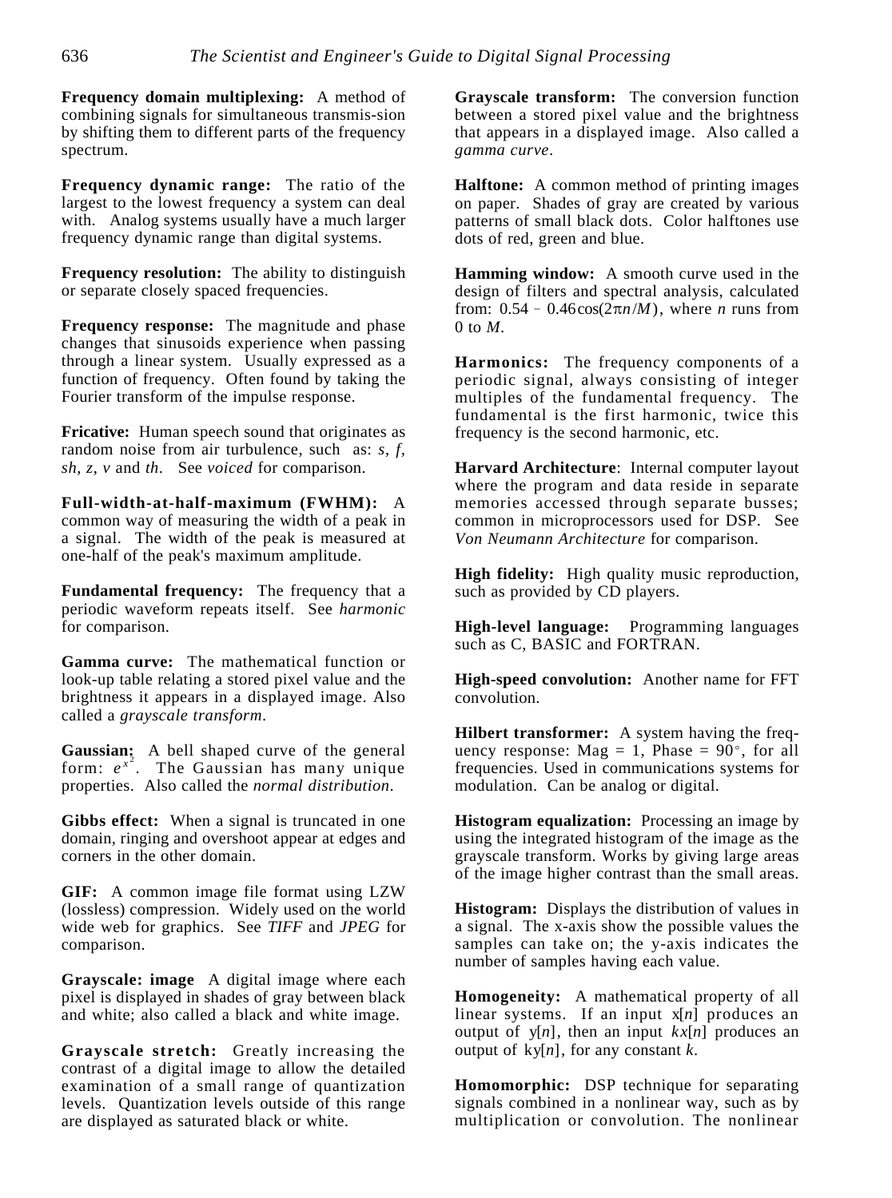**Frequency domain multiplexing:** A method of combining signals for simultaneous transmis-sion by shifting them to different parts of the frequency spectrum.

**Frequency dynamic range:** The ratio of the largest to the lowest frequency a system can deal with. Analog systems usually have a much larger frequency dynamic range than digital systems.

**Frequency resolution:** The ability to distinguish or separate closely spaced frequencies.

**Frequency response:** The magnitude and phase changes that sinusoids experience when passing through a linear system. Usually expressed as a function of frequency. Often found by taking the Fourier transform of the impulse response.

**Fricative:** Human speech sound that originates as random noise from air turbulence, such as: *s*, *f*, *sh*, *z*, *v* and *th*. See *voiced* for comparison.

**Full-width-at-half-maximum (FWHM):** A common way of measuring the width of a peak in a signal. The width of the peak is measured at one-half of the peak's maximum amplitude.

**Fundamental frequency:** The frequency that a periodic waveform repeats itself. See *harmonic* for comparison.

**Gamma curve:** The mathematical function or look-up table relating a stored pixel value and the brightness it appears in a displayed image. Also called a *grayscale transform*.

**Gaussian:** A bell shaped curve of the general form: $e^{x^2}$. The Gaussian has many unique properties. Also called the *normal distribution*.

**Gibbs effect:** When a signal is truncated in one domain, ringing and overshoot appear at edges and corners in the other domain.

**GIF:** A common image file format using LZW (lossless) compression. Widely used on the world wide web for graphics. See *TIFF* and *JPEG* for comparison.

**Grayscale: image** A digital image where each pixel is displayed in shades of gray between black and white; also called a black and white image.

**Grayscale stretch:** Greatly increasing the contrast of a digital image to allow the detailed examination of a small range of quantization levels. Quantization levels outside of this range are displayed as saturated black or white.

**Grayscale transform:** The conversion function between a stored pixel value and the brightness that appears in a displayed image. Also called a *gamma curve*.

**Halftone:** A common method of printing images on paper. Shades of gray are created by various patterns of small black dots. Color halftones use dots of red, green and blue.

**Hamming window:** A smooth curve used in the design of filters and spectral analysis, calculated from: $0.54 - 0.46\cos(2\pi n/M)$, where $n$ runs from 0 to $M$.

**Harmonics:** The frequency components of a periodic signal, always consisting of integer multiples of the fundamental frequency. The fundamental is the first harmonic, twice this frequency is the second harmonic, etc.

**Harvard Architecture**: Internal computer layout where the program and data reside in separate memories accessed through separate busses; common in microprocessors used for DSP. See *Von Neumann Architecture* for comparison.

**High fidelity:** High quality music reproduction, such as provided by CD players.

**High-level language:** Programming languages such as C, BASIC and FORTRAN.

**High-speed convolution:** Another name for FFT convolution.

**Hilbert transformer:** A system having the frequency response: Mag = 1, Phase = 90°, for all frequencies. Used in communications systems for modulation. Can be analog or digital.

**Histogram equalization:** Processing an image by using the integrated histogram of the image as the grayscale transform. Works by giving large areas of the image higher contrast than the small areas.

**Histogram:** Displays the distribution of values in a signal. The x-axis show the possible values the samples can take on; the y-axis indicates the number of samples having each value.

**Homogeneity:** A mathematical property of all linear systems. If an input $x[n]$ produces an output of $y[n]$, then an input $kx[n]$ produces an output of $ky[n]$, for any constant $k$.

**Homomorphic:** DSP technique for separating signals combined in a nonlinear way, such as by multiplication or convolution. The nonlinear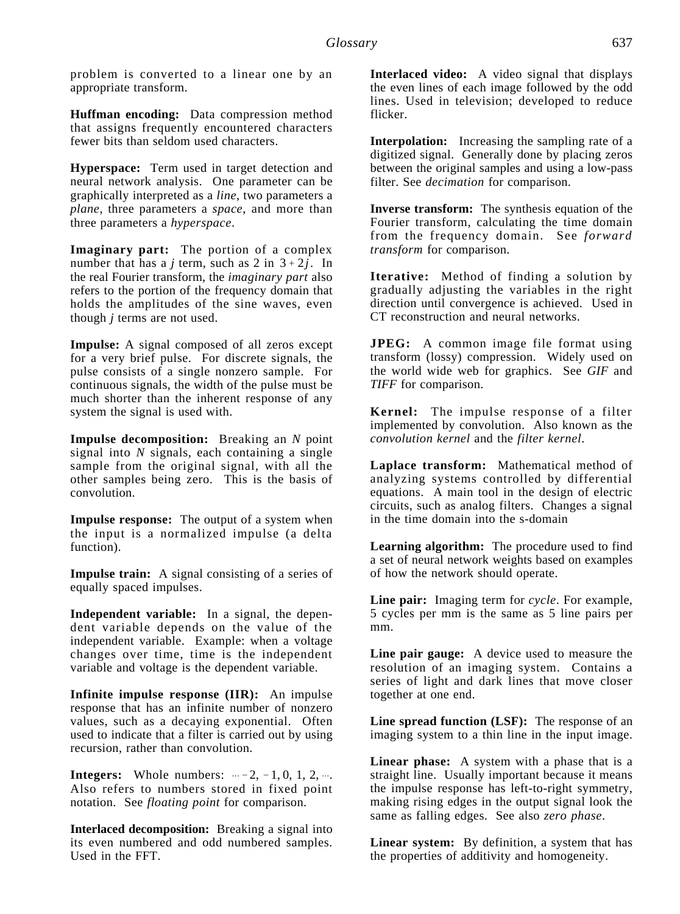problem is converted to a linear one by an appropriate transform.

**Huffman encoding:** Data compression method that assigns frequently encountered characters fewer bits than seldom used characters.

**Hyperspace:** Term used in target detection and neural network analysis. One parameter can be graphically interpreted as a *line*, two parameters a *plane*, three parameters a *space*, and more than three parameters a *hyperspace*.

**Imaginary part:** The portion of a complex number that has a $j$ term, such as 2 in $3+2j$. In the real Fourier transform, the *imaginary part* also refers to the portion of the frequency domain that holds the amplitudes of the sine waves, even though $j$ terms are not used.

**Impulse:** A signal composed of all zeros except for a very brief pulse. For discrete signals, the pulse consists of a single nonzero sample. For continuous signals, the width of the pulse must be much shorter than the inherent response of any system the signal is used with.

**Impulse decomposition:** Breaking an $N$ point signal into $N$ signals, each containing a single sample from the original signal, with all the other samples being zero. This is the basis of convolution.

**Impulse response:** The output of a system when the input is a normalized impulse (a delta function).

**Impulse train:** A signal consisting of a series of equally spaced impulses.

**Independent variable:** In a signal, the dependent variable depends on the value of the independent variable. Example: when a voltage changes over time, time is the independent variable and voltage is the dependent variable.

**Infinite impulse response (IIR):** An impulse response that has an infinite number of nonzero values, such as a decaying exponential. Often used to indicate that a filter is carried out by using recursion, rather than convolution.

**Integers:** Whole numbers: $\cdots -2, -1, 0, 1, 2, \cdots$. Also refers to numbers stored in fixed point notation. See *floating point* for comparison.

**Interlaced decomposition:** Breaking a signal into its even numbered and odd numbered samples. Used in the FFT.

**Interlaced video:** A video signal that displays the even lines of each image followed by the odd lines. Used in television; developed to reduce flicker.

**Interpolation:** Increasing the sampling rate of a digitized signal. Generally done by placing zeros between the original samples and using a low-pass filter. See *decimation* for comparison.

**Inverse transform:** The synthesis equation of the Fourier transform, calculating the time domain from the frequency domain. See *forward transform* for comparison.

**Iterative:** Method of finding a solution by gradually adjusting the variables in the right direction until convergence is achieved. Used in CT reconstruction and neural networks.

**JPEG:** A common image file format using transform (lossy) compression. Widely used on the world wide web for graphics. See *GIF* and *TIFF* for comparison.

**Kernel:** The impulse response of a filter implemented by convolution. Also known as the *convolution kernel* and the *filter kernel*.

**Laplace transform:** Mathematical method of analyzing systems controlled by differential equations. A main tool in the design of electric circuits, such as analog filters. Changes a signal in the time domain into the s-domain

**Learning algorithm:** The procedure used to find a set of neural network weights based on examples of how the network should operate.

**Line pair:** Imaging term for *cycle*. For example, 5 cycles per mm is the same as 5 line pairs per mm.

**Line pair gauge:** A device used to measure the resolution of an imaging system. Contains a series of light and dark lines that move closer together at one end.

**Line spread function (LSF):** The response of an imaging system to a thin line in the input image.

**Linear phase:** A system with a phase that is a straight line. Usually important because it means the impulse response has left-to-right symmetry, making rising edges in the output signal look the same as falling edges. See also *zero phase*.

**Linear system:** By definition, a system that has the properties of additivity and homogeneity.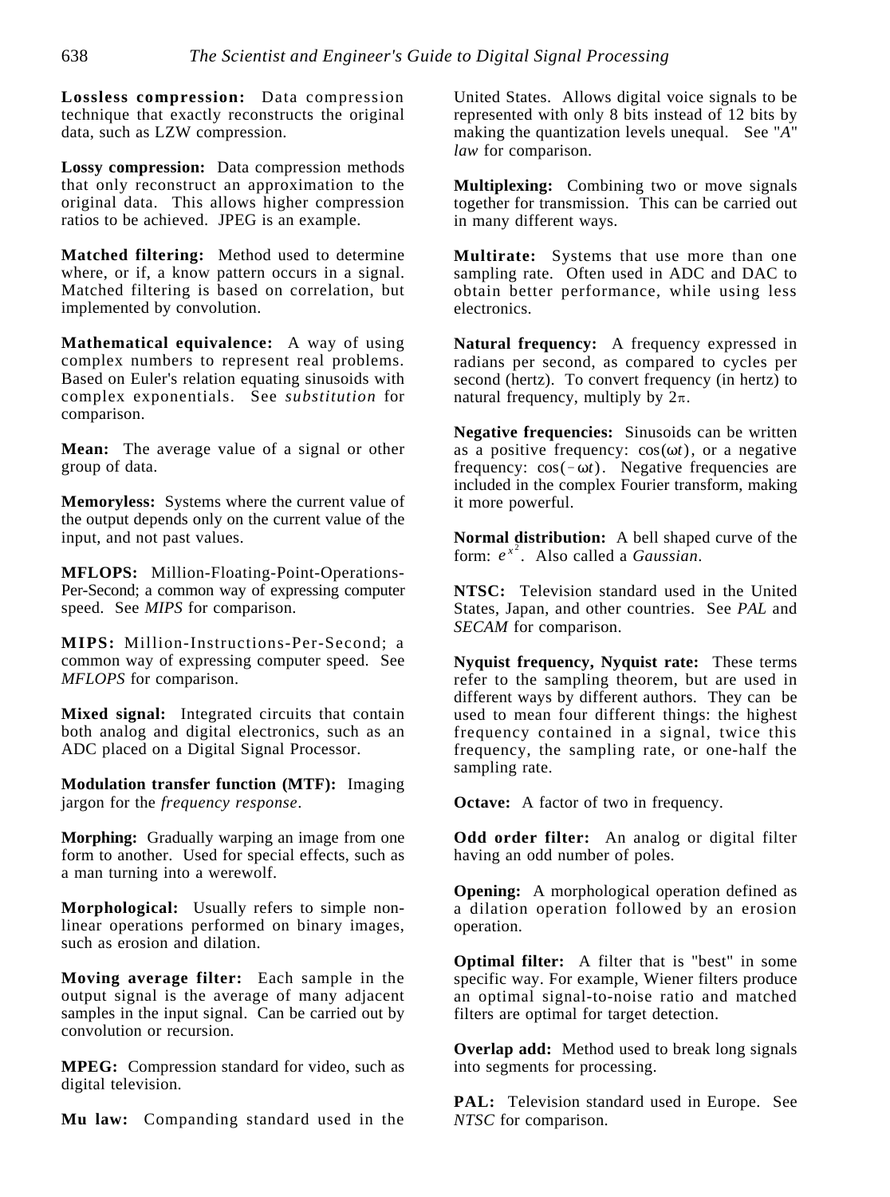**Lossless compression:** Data compression technique that exactly reconstructs the original data, such as LZW compression.

**Lossy compression:** Data compression methods that only reconstruct an approximation to the original data. This allows higher compression ratios to be achieved. JPEG is an example.

**Matched filtering:** Method used to determine where, or if, a know pattern occurs in a signal. Matched filtering is based on correlation, but implemented by convolution.

**Mathematical equivalence:** A way of using complex numbers to represent real problems. Based on Euler's relation equating sinusoids with complex exponentials. See *substitution* for comparison.

**Mean:** The average value of a signal or other group of data.

**Memoryless:** Systems where the current value of the output depends only on the current value of the input, and not past values.

**MFLOPS:** Million-Floating-Point-Operations-Per-Second; a common way of expressing computer speed. See *MIPS* for comparison.

**MIPS:** Million-Instructions-Per-Second; a common way of expressing computer speed. See *MFLOPS* for comparison.

**Mixed signal:** Integrated circuits that contain both analog and digital electronics, such as an ADC placed on a Digital Signal Processor.

**Modulation transfer function (MTF):** Imaging jargon for the *frequency response*.

**Morphing:** Gradually warping an image from one form to another. Used for special effects, such as a man turning into a werewolf.

**Morphological:** Usually refers to simple non-linear operations performed on binary images, such as erosion and dilation.

**Moving average filter:** Each sample in the output signal is the average of many adjacent samples in the input signal. Can be carried out by convolution or recursion.

**MPEG:** Compression standard for video, such as digital television.

**Mu law:** Companding standard used in the United States. Allows digital voice signals to be represented with only 8 bits instead of 12 bits by making the quantization levels unequal. See "*A*" *law* for comparison.

**Multiplexing:** Combining two or move signals together for transmission. This can be carried out in many different ways.

**Multirate:** Systems that use more than one sampling rate. Often used in ADC and DAC to obtain better performance, while using less electronics.

**Natural frequency:** A frequency expressed in radians per second, as compared to cycles per second (hertz). To convert frequency (in hertz) to natural frequency, multiply by $2\pi$.

**Negative frequencies:** Sinusoids can be written as a positive frequency: $\cos(\omega t)$, or a negative frequency: $\cos(-\omega t)$. Negative frequencies are included in the complex Fourier transform, making it more powerful.

**Normal distribution:** A bell shaped curve of the form: $e^{x^2}$. Also called a *Gaussian*.

**NTSC:** Television standard used in the United States, Japan, and other countries. See *PAL* and *SECAM* for comparison.

**Nyquist frequency, Nyquist rate:** These terms refer to the sampling theorem, but are used in different ways by different authors. They can be used to mean four different things: the highest frequency contained in a signal, twice this frequency, the sampling rate, or one-half the sampling rate.

**Octave:** A factor of two in frequency.

**Odd order filter:** An analog or digital filter having an odd number of poles.

**Opening:** A morphological operation defined as a dilation operation followed by an erosion operation.

**Optimal filter:** A filter that is "best" in some specific way. For example, Wiener filters produce an optimal signal-to-noise ratio and matched filters are optimal for target detection.

**Overlap add:** Method used to break long signals into segments for processing.

**PAL:** Television standard used in Europe. See *NTSC* for comparison.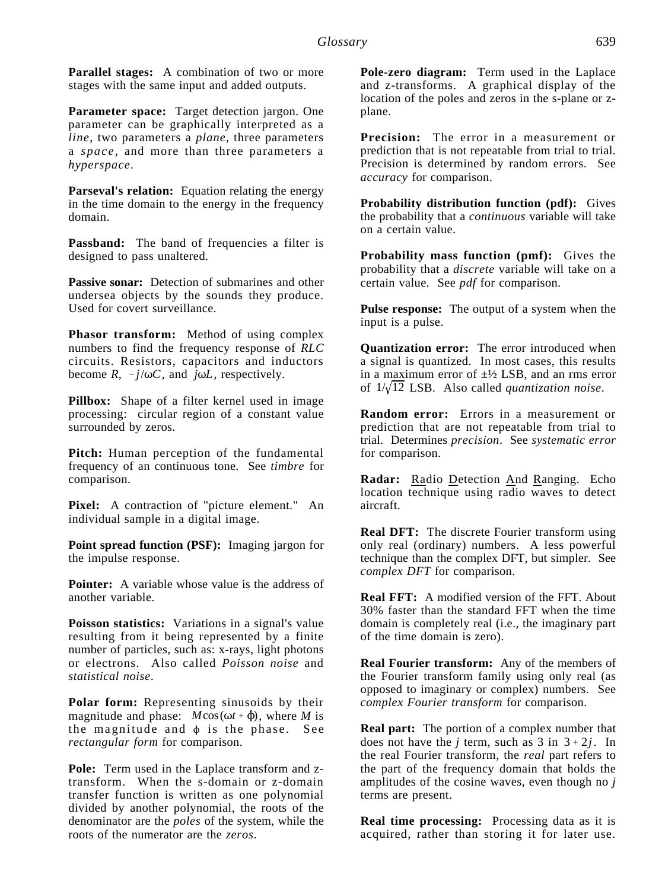**Parallel stages:** A combination of two or more stages with the same input and added outputs.

**Parameter space:** Target detection jargon. One parameter can be graphically interpreted as a *line*, two parameters a *plane*, three parameters a *space*, and more than three parameters a *hyperspace*.

**Parseval's relation:** Equation relating the energy in the time domain to the energy in the frequency domain.

**Passband:** The band of frequencies a filter is designed to pass unaltered.

**Passive sonar:** Detection of submarines and other undersea objects by the sounds they produce. Used for covert surveillance.

**Phasor transform:** Method of using complex numbers to find the frequency response of *RLC* circuits. Resistors, capacitors and inductors become $R$, $-j/\omega C$, and $j\omega L$, respectively.

**Pillbox:** Shape of a filter kernel used in image processing: circular region of a constant value surrounded by zeros.

**Pitch:** Human perception of the fundamental frequency of an continuous tone. See *timbre* for comparison.

**Pixel:** A contraction of "picture element." An individual sample in a digital image.

**Point spread function (PSF):** Imaging jargon for the impulse response.

**Pointer:** A variable whose value is the address of another variable.

**Poisson statistics:** Variations in a signal's value resulting from it being represented by a finite number of particles, such as: x-rays, light photons or electrons. Also called *Poisson noise* and *statistical noise*.

**Polar form:** Representing sinusoids by their magnitude and phase: $M\cos(\omega t + \phi)$, where $M$ is the magnitude and $\phi$ is the phase. See *rectangular form* for comparison.

**Pole:** Term used in the Laplace transform and z-transform. When the s-domain or z-domain transfer function is written as one polynomial divided by another polynomial, the roots of the denominator are the *poles* of the system, while the roots of the numerator are the *zeros*.

**Pole-zero diagram:** Term used in the Laplace and z-transforms. A graphical display of the location of the poles and zeros in the s-plane or z-plane.

**Precision:** The error in a measurement or prediction that is not repeatable from trial to trial. Precision is determined by random errors. See *accuracy* for comparison.

**Probability distribution function (pdf):** Gives the probability that a *continuous* variable will take on a certain value.

**Probability mass function (pmf):** Gives the probability that a *discrete* variable will take on a certain value. See *pdf* for comparison.

**Pulse response:** The output of a system when the input is a pulse.

**Quantization error:** The error introduced when a signal is quantized. In most cases, this results in a maximum error of ±½ LSB, and an rms error of $1/\sqrt{12}$ LSB. Also called *quantization noise*.

**Random error:** Errors in a measurement or prediction that are not repeatable from trial to trial. Determines *precision*. See *systematic error* for comparison.

**Radar:** Radio Detection And Ranging. Echo location technique using radio waves to detect aircraft.

**Real DFT:** The discrete Fourier transform using only real (ordinary) numbers. A less powerful technique than the complex DFT, but simpler. See *complex DFT* for comparison.

**Real FFT:** A modified version of the FFT. About 30% faster than the standard FFT when the time domain is completely real (i.e., the imaginary part of the time domain is zero).

**Real Fourier transform:** Any of the members of the Fourier transform family using only real (as opposed to imaginary or complex) numbers. See *complex Fourier transform* for comparison.

**Real part:** The portion of a complex number that does not have the $j$ term, such as 3 in $3+2j$. In the real Fourier transform, the *real* part refers to the part of the frequency domain that holds the amplitudes of the cosine waves, even though no $j$ terms are present.

**Real time processing:** Processing data as it is acquired, rather than storing it for later use.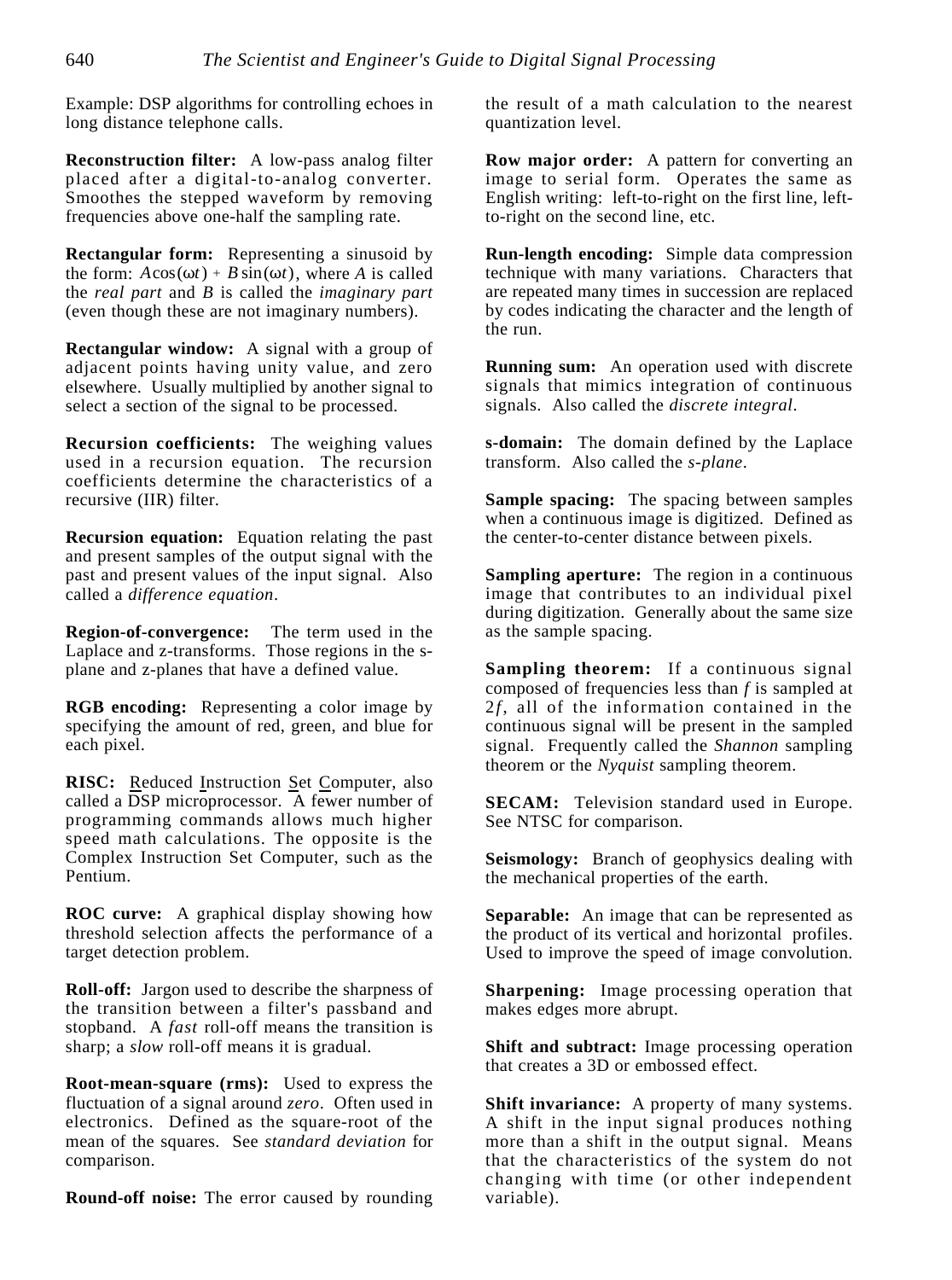Example: DSP algorithms for controlling echoes in long distance telephone calls.

**Reconstruction filter:** A low-pass analog filter placed after a digital-to-analog converter. Smoothes the stepped waveform by removing frequencies above one-half the sampling rate.

**Rectangular form:** Representing a sinusoid by the form: $A\cos(\omega t) + B\sin(\omega t)$, where $A$ is called the *real part* and $B$ is called the *imaginary part* (even though these are not imaginary numbers).

**Rectangular window:** A signal with a group of adjacent points having unity value, and zero elsewhere. Usually multiplied by another signal to select a section of the signal to be processed.

**Recursion coefficients:** The weighing values used in a recursion equation. The recursion coefficients determine the characteristics of a recursive (IIR) filter.

**Recursion equation:** Equation relating the past and present samples of the output signal with the past and present values of the input signal. Also called a *difference equation*.

**Region-of-convergence:** The term used in the Laplace and z-transforms. Those regions in the s-plane and z-planes that have a defined value.

**RGB encoding:** Representing a color image by specifying the amount of red, green, and blue for each pixel.

**RISC:** Reduced Instruction Set Computer, also called a DSP microprocessor. A fewer number of programming commands allows much higher speed math calculations. The opposite is the Complex Instruction Set Computer, such as the Pentium.

**ROC curve:** A graphical display showing how threshold selection affects the performance of a target detection problem.

**Roll-off:** Jargon used to describe the sharpness of the transition between a filter's passband and stopband. A *fast* roll-off means the transition is sharp; a *slow* roll-off means it is gradual.

**Root-mean-square (rms):** Used to express the fluctuation of a signal around *zero*. Often used in electronics. Defined as the square-root of the mean of the squares. See *standard deviation* for comparison.

**Round-off noise:** The error caused by rounding the result of a math calculation to the nearest quantization level.

**Row major order:** A pattern for converting an image to serial form. Operates the same as English writing: left-to-right on the first line, left-to-right on the second line, etc.

**Run-length encoding:** Simple data compression technique with many variations. Characters that are repeated many times in succession are replaced by codes indicating the character and the length of the run.

**Running sum:** An operation used with discrete signals that mimics integration of continuous signals. Also called the *discrete integral*.

**s-domain:** The domain defined by the Laplace transform. Also called the *s-plane*.

**Sample spacing:** The spacing between samples when a continuous image is digitized. Defined as the center-to-center distance between pixels.

**Sampling aperture:** The region in a continuous image that contributes to an individual pixel during digitization. Generally about the same size as the sample spacing.

**Sampling theorem:** If a continuous signal composed of frequencies less than $f$ is sampled at $2f$, all of the information contained in the continuous signal will be present in the sampled signal. Frequently called the *Shannon* sampling theorem or the *Nyquist* sampling theorem.

**SECAM:** Television standard used in Europe. See NTSC for comparison.

**Seismology:** Branch of geophysics dealing with the mechanical properties of the earth.

**Separable:** An image that can be represented as the product of its vertical and horizontal profiles. Used to improve the speed of image convolution.

**Sharpening:** Image processing operation that makes edges more abrupt.

**Shift and subtract:** Image processing operation that creates a 3D or embossed effect.

**Shift invariance:** A property of many systems. A shift in the input signal produces nothing more than a shift in the output signal. Means that the characteristics of the system do not changing with time (or other independent variable).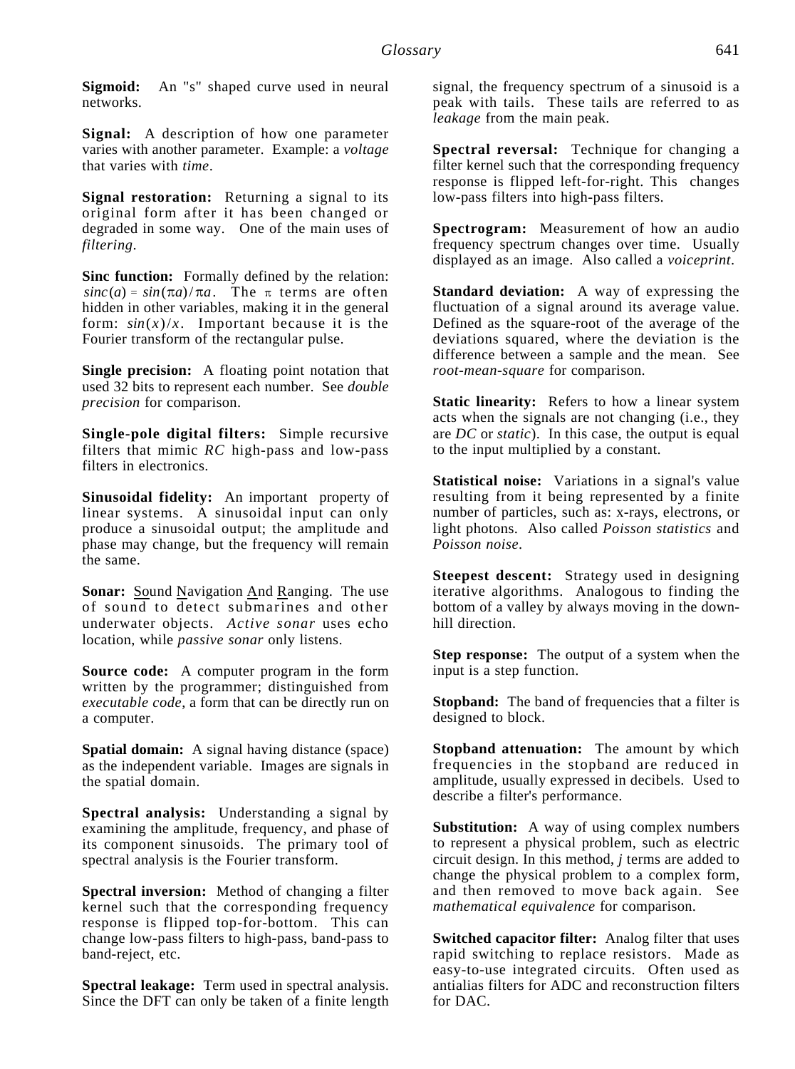**Sigmoid:** An "s" shaped curve used in neural networks.

**Signal:** A description of how one parameter varies with another parameter. Example: a *voltage* that varies with *time*.

**Signal restoration:** Returning a signal to its original form after it has been changed or degraded in some way. One of the main uses of *filtering*.

**Sinc function:** Formally defined by the relation: $sinc(a) = sin(\pi a)/\pi a$. The $\pi$ terms are often hidden in other variables, making it in the general form: $sin(x)/x$. Important because it is the Fourier transform of the rectangular pulse.

**Single precision:** A floating point notation that used 32 bits to represent each number. See *double precision* for comparison.

**Single-pole digital filters:** Simple recursive filters that mimic *RC* high-pass and low-pass filters in electronics.

**Sinusoidal fidelity:** An important property of linear systems. A sinusoidal input can only produce a sinusoidal output; the amplitude and phase may change, but the frequency will remain the same.

**Sonar:** Sound Navigation And Ranging. The use of sound to detect submarines and other underwater objects. *Active sonar* uses echo location, while *passive sonar* only listens.

**Source code:** A computer program in the form written by the programmer; distinguished from *executable code*, a form that can be directly run on a computer.

**Spatial domain:** A signal having distance (space) as the independent variable. Images are signals in the spatial domain.

**Spectral analysis:** Understanding a signal by examining the amplitude, frequency, and phase of its component sinusoids. The primary tool of spectral analysis is the Fourier transform.

**Spectral inversion:** Method of changing a filter kernel such that the corresponding frequency response is flipped top-for-bottom. This can change low-pass filters to high-pass, band-pass to band-reject, etc.

**Spectral leakage:** Term used in spectral analysis. Since the DFT can only be taken of a finite length signal, the frequency spectrum of a sinusoid is a peak with tails. These tails are referred to as *leakage* from the main peak.

**Spectral reversal:** Technique for changing a filter kernel such that the corresponding frequency response is flipped left-for-right. This changes low-pass filters into high-pass filters.

**Spectrogram:** Measurement of how an audio frequency spectrum changes over time. Usually displayed as an image. Also called a *voiceprint*.

**Standard deviation:** A way of expressing the fluctuation of a signal around its average value. Defined as the square-root of the average of the deviations squared, where the deviation is the difference between a sample and the mean. See *root-mean-square* for comparison.

**Static linearity:** Refers to how a linear system acts when the signals are not changing (i.e., they are *DC* or *static*). In this case, the output is equal to the input multiplied by a constant.

**Statistical noise:** Variations in a signal's value resulting from it being represented by a finite number of particles, such as: x-rays, electrons, or light photons. Also called *Poisson statistics* and *Poisson noise*.

**Steepest descent:** Strategy used in designing iterative algorithms. Analogous to finding the bottom of a valley by always moving in the downhill direction.

**Step response:** The output of a system when the input is a step function.

**Stopband:** The band of frequencies that a filter is designed to block.

**Stopband attenuation:** The amount by which frequencies in the stopband are reduced in amplitude, usually expressed in decibels. Used to describe a filter's performance.

**Substitution:** A way of using complex numbers to represent a physical problem, such as electric circuit design. In this method, *j* terms are added to change the physical problem to a complex form, and then removed to move back again. See *mathematical equivalence* for comparison.

**Switched capacitor filter:** Analog filter that uses rapid switching to replace resistors. Made as easy-to-use integrated circuits. Often used as antialias filters for ADC and reconstruction filters for DAC.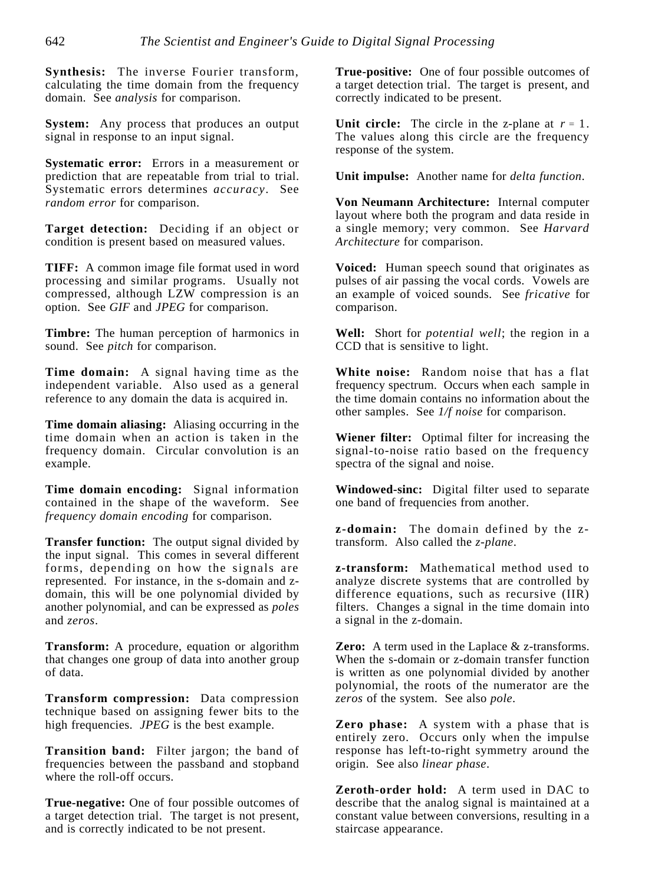**Synthesis:** The inverse Fourier transform, calculating the time domain from the frequency domain. See *analysis* for comparison.

**System:** Any process that produces an output signal in response to an input signal.

**Systematic error:** Errors in a measurement or prediction that are repeatable from trial to trial. Systematic errors determines *accuracy*. See *random error* for comparison.

**Target detection:** Deciding if an object or condition is present based on measured values.

**TIFF:** A common image file format used in word processing and similar programs. Usually not compressed, although LZW compression is an option. See *GIF* and *JPEG* for comparison.

**Timbre:** The human perception of harmonics in sound. See *pitch* for comparison.

**Time domain:** A signal having time as the independent variable. Also used as a general reference to any domain the data is acquired in.

**Time domain aliasing:** Aliasing occurring in the time domain when an action is taken in the frequency domain. Circular convolution is an example.

**Time domain encoding:** Signal information contained in the shape of the waveform. See *frequency domain encoding* for comparison.

**Transfer function:** The output signal divided by the input signal. This comes in several different forms, depending on how the signals are represented. For instance, in the s-domain and z-domain, this will be one polynomial divided by another polynomial, and can be expressed as *poles* and *zeros*.

**Transform:** A procedure, equation or algorithm that changes one group of data into another group of data.

**Transform compression:** Data compression technique based on assigning fewer bits to the high frequencies. *JPEG* is the best example.

**Transition band:** Filter jargon; the band of frequencies between the passband and stopband where the roll-off occurs.

**True-negative:** One of four possible outcomes of a target detection trial. The target is not present, and is correctly indicated to be not present.

**True-positive:** One of four possible outcomes of a target detection trial. The target is present, and correctly indicated to be present.

**Unit circle:** The circle in the z-plane at $r = 1$. The values along this circle are the frequency response of the system.

**Unit impulse:** Another name for *delta function*.

**Von Neumann Architecture:** Internal computer layout where both the program and data reside in a single memory; very common. See *Harvard Architecture* for comparison.

**Voiced:** Human speech sound that originates as pulses of air passing the vocal cords. Vowels are an example of voiced sounds. See *fricative* for comparison.

**Well:** Short for *potential well*; the region in a CCD that is sensitive to light.

**White noise:** Random noise that has a flat frequency spectrum. Occurs when each sample in the time domain contains no information about the other samples. See *1/f noise* for comparison.

**Wiener filter:** Optimal filter for increasing the signal-to-noise ratio based on the frequency spectra of the signal and noise.

**Windowed-sinc:** Digital filter used to separate one band of frequencies from another.

**z-domain:** The domain defined by the z-transform. Also called the *z-plane*.

**z-transform:** Mathematical method used to analyze discrete systems that are controlled by difference equations, such as recursive (IIR) filters. Changes a signal in the time domain into a signal in the z-domain.

**Zero:** A term used in the Laplace & z-transforms. When the s-domain or z-domain transfer function is written as one polynomial divided by another polynomial, the roots of the numerator are the *zeros* of the system. See also *pole*.

**Zero phase:** A system with a phase that is entirely zero. Occurs only when the impulse response has left-to-right symmetry around the origin. See also *linear phase*.

**Zeroth-order hold:** A term used in DAC to describe that the analog signal is maintained at a constant value between conversions, resulting in a staircase appearance.